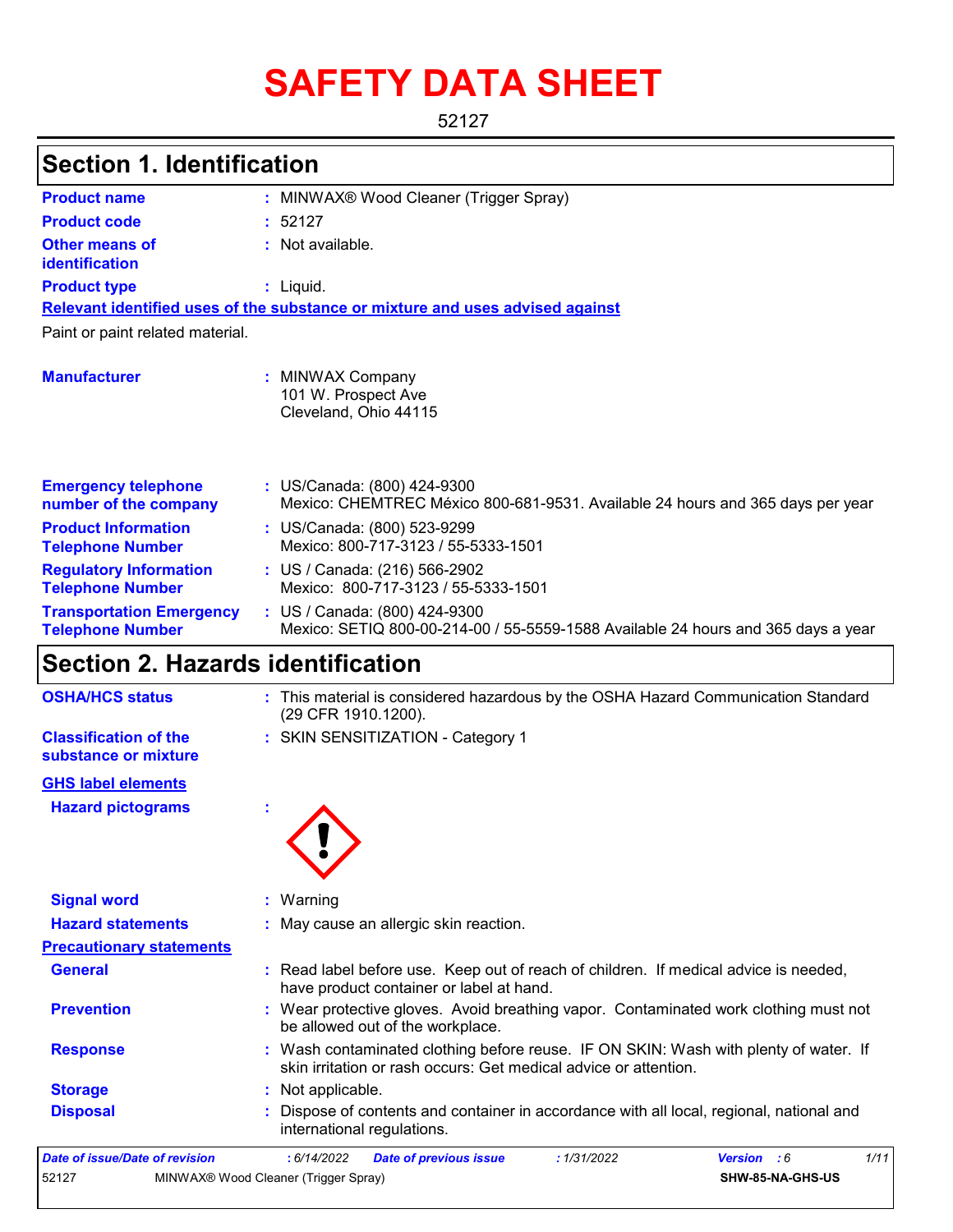# SAFETY DATA SHEET

52127

## Section 1. Identification

**Product name** : MINWAX® Wood Cleaner (Trigger Spray)

**Product code** : 52127

**Other means of identification** : Not available.

**Product type** : Liquid.

**Relevant identified uses of the substance or mixture and uses advised against**

Paint or paint related material.

**Manufacturer** : MINWAX Company
101 W. Prospect Ave
Cleveland, Ohio 44115

**Emergency telephone number of the company** : US/Canada: (800) 424-9300
Mexico: CHEMTREC México 800-681-9531. Available 24 hours and 365 days per year

**Product Information Telephone Number** : US/Canada: (800) 523-9299
Mexico: 800-717-3123 / 55-5333-1501

**Regulatory Information Telephone Number** : US / Canada: (216) 566-2902
Mexico: 800-717-3123 / 55-5333-1501

**Transportation Emergency Telephone Number** : US / Canada: (800) 424-9300
Mexico: SETIQ 800-00-214-00 / 55-5559-1588 Available 24 hours and 365 days a year

## Section 2. Hazards identification

**OSHA/HCS status** : This material is considered hazardous by the OSHA Hazard Communication Standard (29 CFR 1910.1200).

**Classification of the substance or mixture** : SKIN SENSITIZATION - Category 1

**GHS label elements**

**Hazard pictograms** :

**Signal word** : Warning

**Hazard statements** : May cause an allergic skin reaction.

**Precautionary statements**

**General** : Read label before use. Keep out of reach of children. If medical advice is needed, have product container or label at hand.

**Prevention** : Wear protective gloves. Avoid breathing vapor. Contaminated work clothing must not be allowed out of the workplace.

**Response** : Wash contaminated clothing before reuse. IF ON SKIN: Wash with plenty of water. If skin irritation or rash occurs: Get medical advice or attention.

**Storage** : Not applicable.

**Disposal** : Dispose of contents and container in accordance with all local, regional, national and international regulations.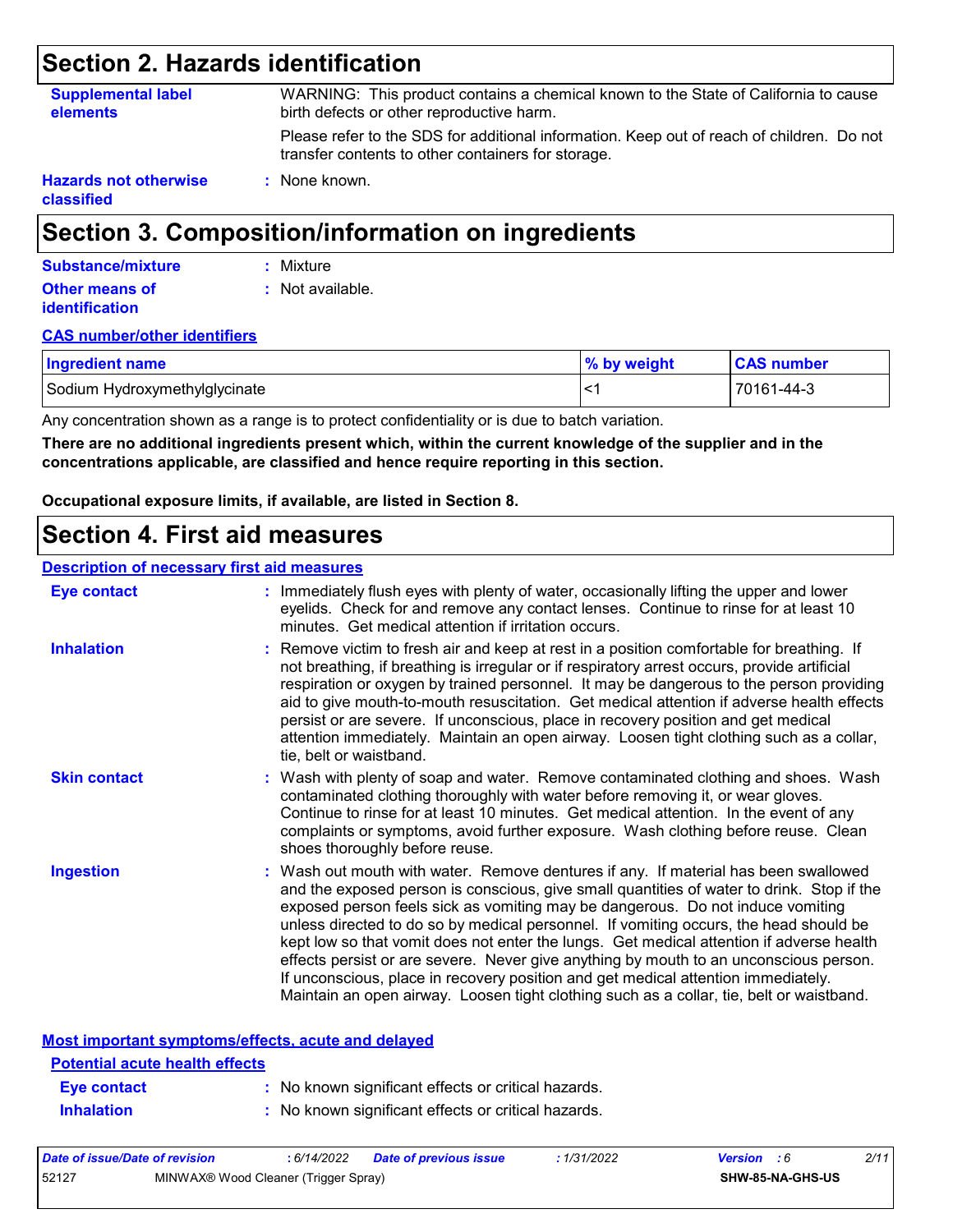## Section 2. Hazards identification

**Supplemental label elements** : WARNING: This product contains a chemical known to the State of California to cause birth defects or other reproductive harm.

Please refer to the SDS for additional information. Keep out of reach of children. Do not transfer contents to other containers for storage.

**Hazards not otherwise classified** : None known.

## Section 3. Composition/information on ingredients

**Substance/mixture** : Mixture

**Other means of identification** : Not available.

**CAS number/other identifiers**

| Ingredient name | % by weight | CAS number |
|---|---|---|
| Sodium Hydroxymethylglycinate | <1 | 70161-44-3 |

Any concentration shown as a range is to protect confidentiality or is due to batch variation.

**There are no additional ingredients present which, within the current knowledge of the supplier and in the concentrations applicable, are classified and hence require reporting in this section.**

**Occupational exposure limits, if available, are listed in Section 8.**

## Section 4. First aid measures

**Description of necessary first aid measures**

**Eye contact** : Immediately flush eyes with plenty of water, occasionally lifting the upper and lower eyelids. Check for and remove any contact lenses. Continue to rinse for at least 10 minutes. Get medical attention if irritation occurs.

**Inhalation** : Remove victim to fresh air and keep at rest in a position comfortable for breathing. If not breathing, if breathing is irregular or if respiratory arrest occurs, provide artificial respiration or oxygen by trained personnel. It may be dangerous to the person providing aid to give mouth-to-mouth resuscitation. Get medical attention if adverse health effects persist or are severe. If unconscious, place in recovery position and get medical attention immediately. Maintain an open airway. Loosen tight clothing such as a collar, tie, belt or waistband.

**Skin contact** : Wash with plenty of soap and water. Remove contaminated clothing and shoes. Wash contaminated clothing thoroughly with water before removing it, or wear gloves. Continue to rinse for at least 10 minutes. Get medical attention. In the event of any complaints or symptoms, avoid further exposure. Wash clothing before reuse. Clean shoes thoroughly before reuse.

**Ingestion** : Wash out mouth with water. Remove dentures if any. If material has been swallowed and the exposed person is conscious, give small quantities of water to drink. Stop if the exposed person feels sick as vomiting may be dangerous. Do not induce vomiting unless directed to do so by medical personnel. If vomiting occurs, the head should be kept low so that vomit does not enter the lungs. Get medical attention if adverse health effects persist or are severe. Never give anything by mouth to an unconscious person. If unconscious, place in recovery position and get medical attention immediately. Maintain an open airway. Loosen tight clothing such as a collar, tie, belt or waistband.

**Most important symptoms/effects, acute and delayed**

**Potential acute health effects**

**Eye contact** : No known significant effects or critical hazards.

**Inhalation** : No known significant effects or critical hazards.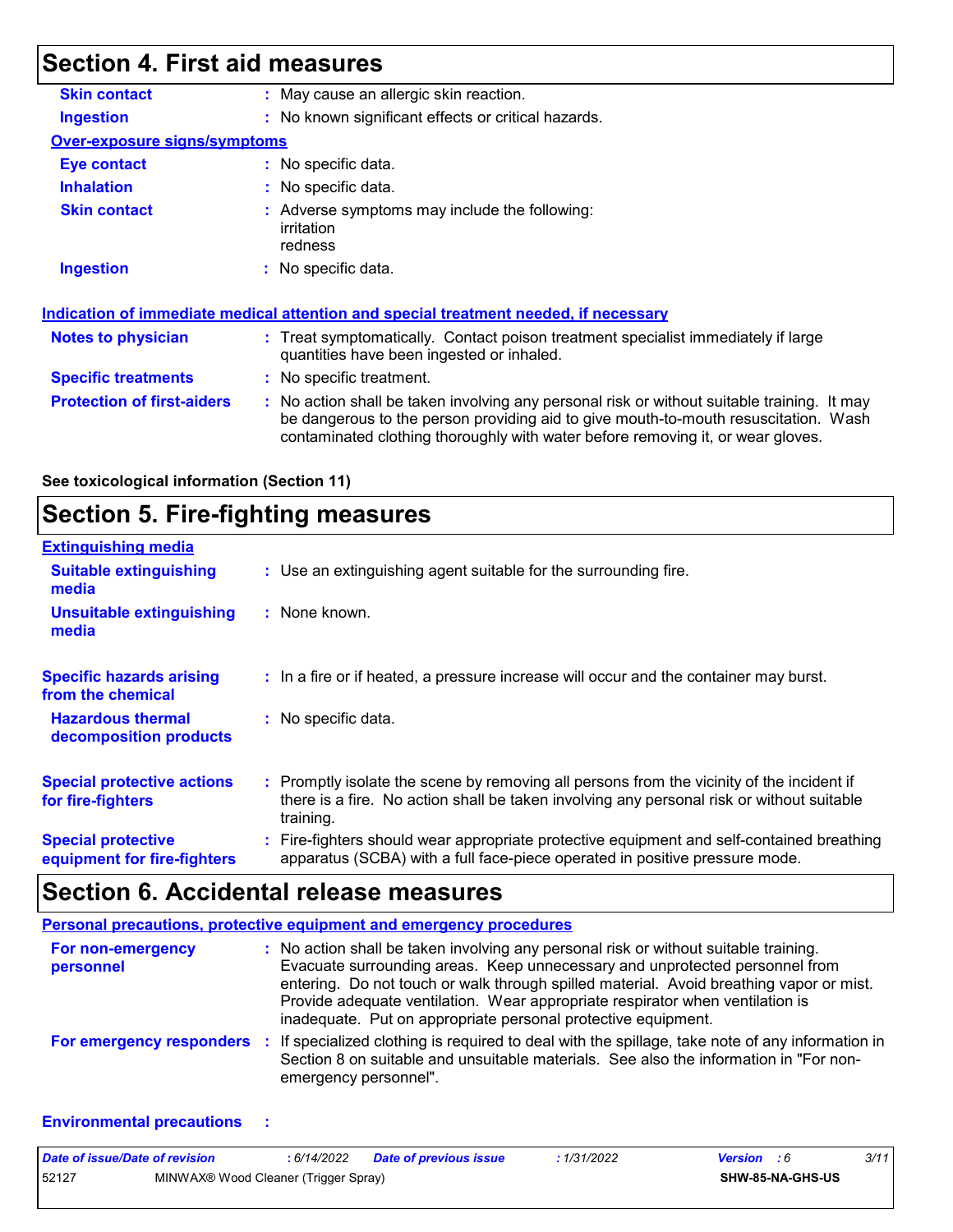# Section 4. First aid measures

| | |
|---|---|
| **Skin contact** | : May cause an allergic skin reaction. |
| **Ingestion** | : No known significant effects or critical hazards. |

**Over-exposure signs/symptoms**

| | |
|---|---|
| **Eye contact** | : No specific data. |
| **Inhalation** | : No specific data. |
| **Skin contact** | : Adverse symptoms may include the following: irritation redness |
| **Ingestion** | : No specific data. |

**Indication of immediate medical attention and special treatment needed, if necessary**

| | |
|---|---|
| **Notes to physician** | : Treat symptomatically. Contact poison treatment specialist immediately if large quantities have been ingested or inhaled. |
| **Specific treatments** | : No specific treatment. |
| **Protection of first-aiders** | : No action shall be taken involving any personal risk or without suitable training. It may be dangerous to the person providing aid to give mouth-to-mouth resuscitation. Wash contaminated clothing thoroughly with water before removing it, or wear gloves. |

**See toxicological information (Section 11)**

# Section 5. Fire-fighting measures

**Extinguishing media**

| | |
|---|---|
| **Suitable extinguishing media** | : Use an extinguishing agent suitable for the surrounding fire. |
| **Unsuitable extinguishing media** | : None known. |
| **Specific hazards arising from the chemical** | : In a fire or if heated, a pressure increase will occur and the container may burst. |
| **Hazardous thermal decomposition products** | : No specific data. |
| **Special protective actions for fire-fighters** | : Promptly isolate the scene by removing all persons from the vicinity of the incident if there is a fire. No action shall be taken involving any personal risk or without suitable training. |
| **Special protective equipment for fire-fighters** | : Fire-fighters should wear appropriate protective equipment and self-contained breathing apparatus (SCBA) with a full face-piece operated in positive pressure mode. |

# Section 6. Accidental release measures

**Personal precautions, protective equipment and emergency procedures**

| | |
|---|---|
| **For non-emergency personnel** | : No action shall be taken involving any personal risk or without suitable training. Evacuate surrounding areas. Keep unnecessary and unprotected personnel from entering. Do not touch or walk through spilled material. Avoid breathing vapor or mist. Provide adequate ventilation. Wear appropriate respirator when ventilation is inadequate. Put on appropriate personal protective equipment. |
| **For emergency responders** | : If specialized clothing is required to deal with the spillage, take note of any information in Section 8 on suitable and unsuitable materials. See also the information in "For non-emergency personnel". |

**Environmental precautions** :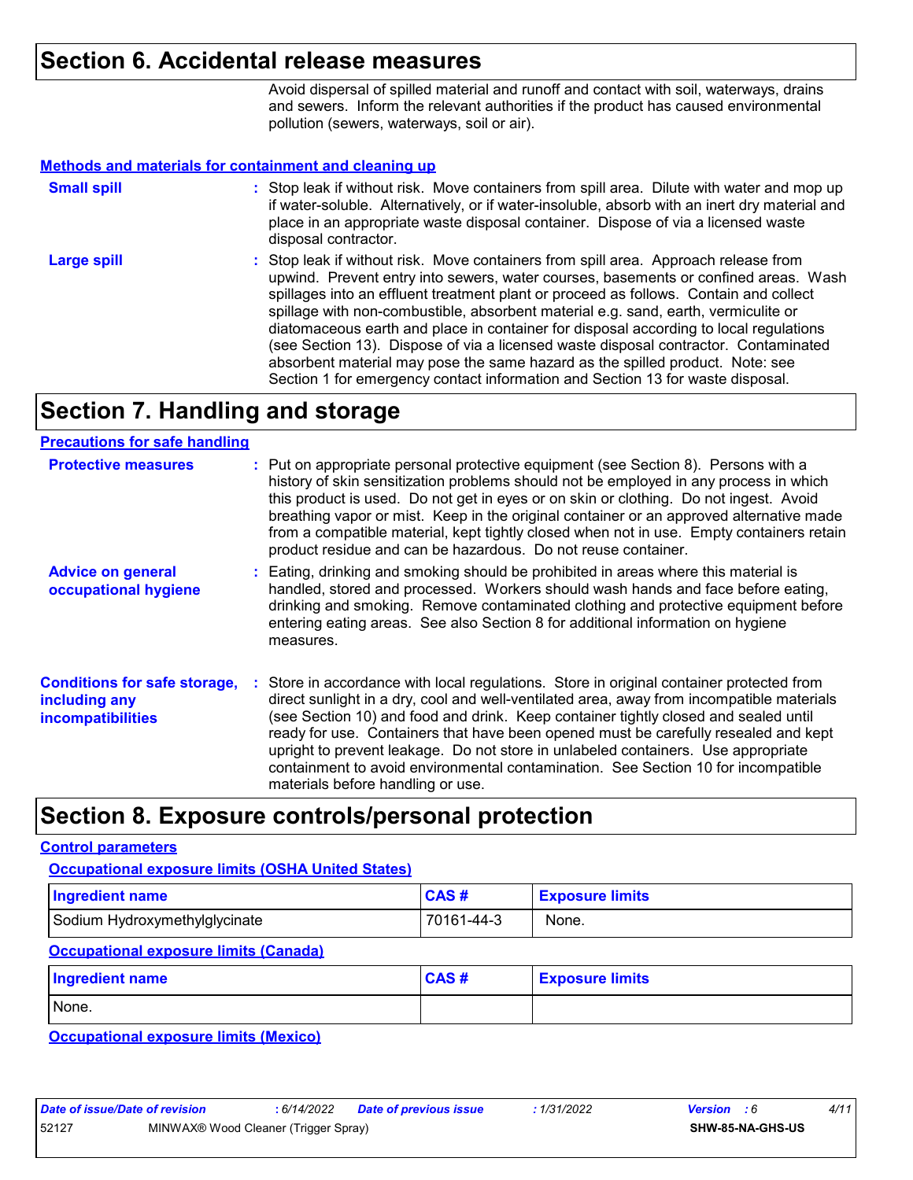## Section 6. Accidental release measures

Avoid dispersal of spilled material and runoff and contact with soil, waterways, drains and sewers. Inform the relevant authorities if the product has caused environmental pollution (sewers, waterways, soil or air).

### Methods and materials for containment and cleaning up

**Small spill** : Stop leak if without risk. Move containers from spill area. Dilute with water and mop up if water-soluble. Alternatively, or if water-insoluble, absorb with an inert dry material and place in an appropriate waste disposal container. Dispose of via a licensed waste disposal contractor.

**Large spill** : Stop leak if without risk. Move containers from spill area. Approach release from upwind. Prevent entry into sewers, water courses, basements or confined areas. Wash spillages into an effluent treatment plant or proceed as follows. Contain and collect spillage with non-combustible, absorbent material e.g. sand, earth, vermiculite or diatomaceous earth and place in container for disposal according to local regulations (see Section 13). Dispose of via a licensed waste disposal contractor. Contaminated absorbent material may pose the same hazard as the spilled product. Note: see Section 1 for emergency contact information and Section 13 for waste disposal.

## Section 7. Handling and storage

### Precautions for safe handling

**Protective measures** : Put on appropriate personal protective equipment (see Section 8). Persons with a history of skin sensitization problems should not be employed in any process in which this product is used. Do not get in eyes or on skin or clothing. Do not ingest. Avoid breathing vapor or mist. Keep in the original container or an approved alternative made from a compatible material, kept tightly closed when not in use. Empty containers retain product residue and can be hazardous. Do not reuse container.

**Advice on general occupational hygiene** : Eating, drinking and smoking should be prohibited in areas where this material is handled, stored and processed. Workers should wash hands and face before eating, drinking and smoking. Remove contaminated clothing and protective equipment before entering eating areas. See also Section 8 for additional information on hygiene measures.

**Conditions for safe storage, including any incompatibilities** : Store in accordance with local regulations. Store in original container protected from direct sunlight in a dry, cool and well-ventilated area, away from incompatible materials (see Section 10) and food and drink. Keep container tightly closed and sealed until ready for use. Containers that have been opened must be carefully resealed and kept upright to prevent leakage. Do not store in unlabeled containers. Use appropriate containment to avoid environmental contamination. See Section 10 for incompatible materials before handling or use.

## Section 8. Exposure controls/personal protection

### Control parameters

#### Occupational exposure limits (OSHA United States)

| Ingredient name | CAS # | Exposure limits |
|---|---|---|
| Sodium Hydroxymethylglycinate | 70161-44-3 | None. |

#### Occupational exposure limits (Canada)

| Ingredient name | CAS # | Exposure limits |
|---|---|---|
| None. | | |

#### Occupational exposure limits (Mexico)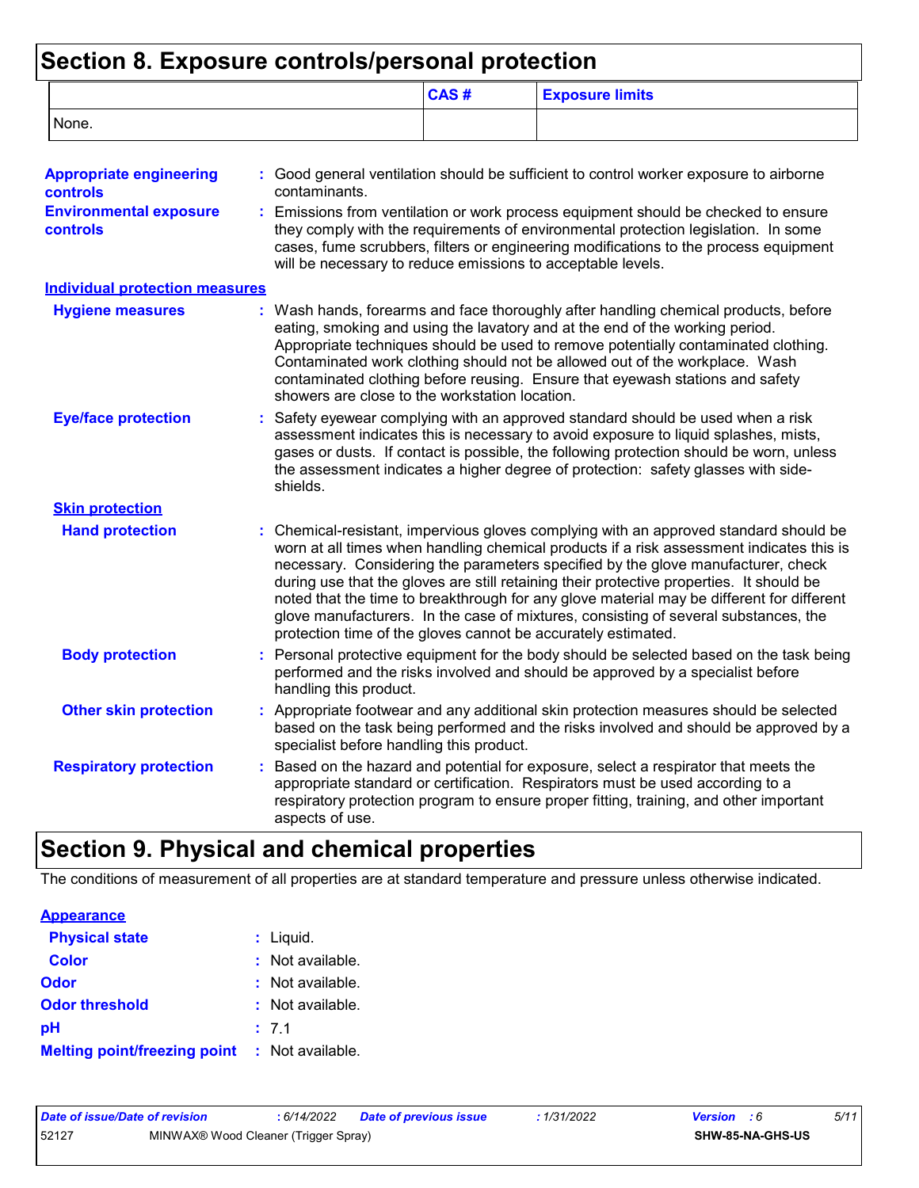# Section 8. Exposure controls/personal protection

| | CAS # | Exposure limits |
|---|---|---|
| None. | | |

**Appropriate engineering controls** : Good general ventilation should be sufficient to control worker exposure to airborne contaminants.

**Environmental exposure controls** : Emissions from ventilation or work process equipment should be checked to ensure they comply with the requirements of environmental protection legislation. In some cases, fume scrubbers, filters or engineering modifications to the process equipment will be necessary to reduce emissions to acceptable levels.

## Individual protection measures

**Hygiene measures** : Wash hands, forearms and face thoroughly after handling chemical products, before eating, smoking and using the lavatory and at the end of the working period. Appropriate techniques should be used to remove potentially contaminated clothing. Contaminated work clothing should not be allowed out of the workplace. Wash contaminated clothing before reusing. Ensure that eyewash stations and safety showers are close to the workstation location.

**Eye/face protection** : Safety eyewear complying with an approved standard should be used when a risk assessment indicates this is necessary to avoid exposure to liquid splashes, mists, gases or dusts. If contact is possible, the following protection should be worn, unless the assessment indicates a higher degree of protection: safety glasses with side-shields.

### Skin protection

**Hand protection** : Chemical-resistant, impervious gloves complying with an approved standard should be worn at all times when handling chemical products if a risk assessment indicates this is necessary. Considering the parameters specified by the glove manufacturer, check during use that the gloves are still retaining their protective properties. It should be noted that the time to breakthrough for any glove material may be different for different glove manufacturers. In the case of mixtures, consisting of several substances, the protection time of the gloves cannot be accurately estimated.

**Body protection** : Personal protective equipment for the body should be selected based on the task being performed and the risks involved and should be approved by a specialist before handling this product.

**Other skin protection** : Appropriate footwear and any additional skin protection measures should be selected based on the task being performed and the risks involved and should be approved by a specialist before handling this product.

**Respiratory protection** : Based on the hazard and potential for exposure, select a respirator that meets the appropriate standard or certification. Respirators must be used according to a respiratory protection program to ensure proper fitting, training, and other important aspects of use.

# Section 9. Physical and chemical properties

The conditions of measurement of all properties are at standard temperature and pressure unless otherwise indicated.

## Appearance

**Physical state** : Liquid.

**Color** : Not available.

**Odor** : Not available.

**Odor threshold** : Not available.

**pH** : 7.1

**Melting point/freezing point** : Not available.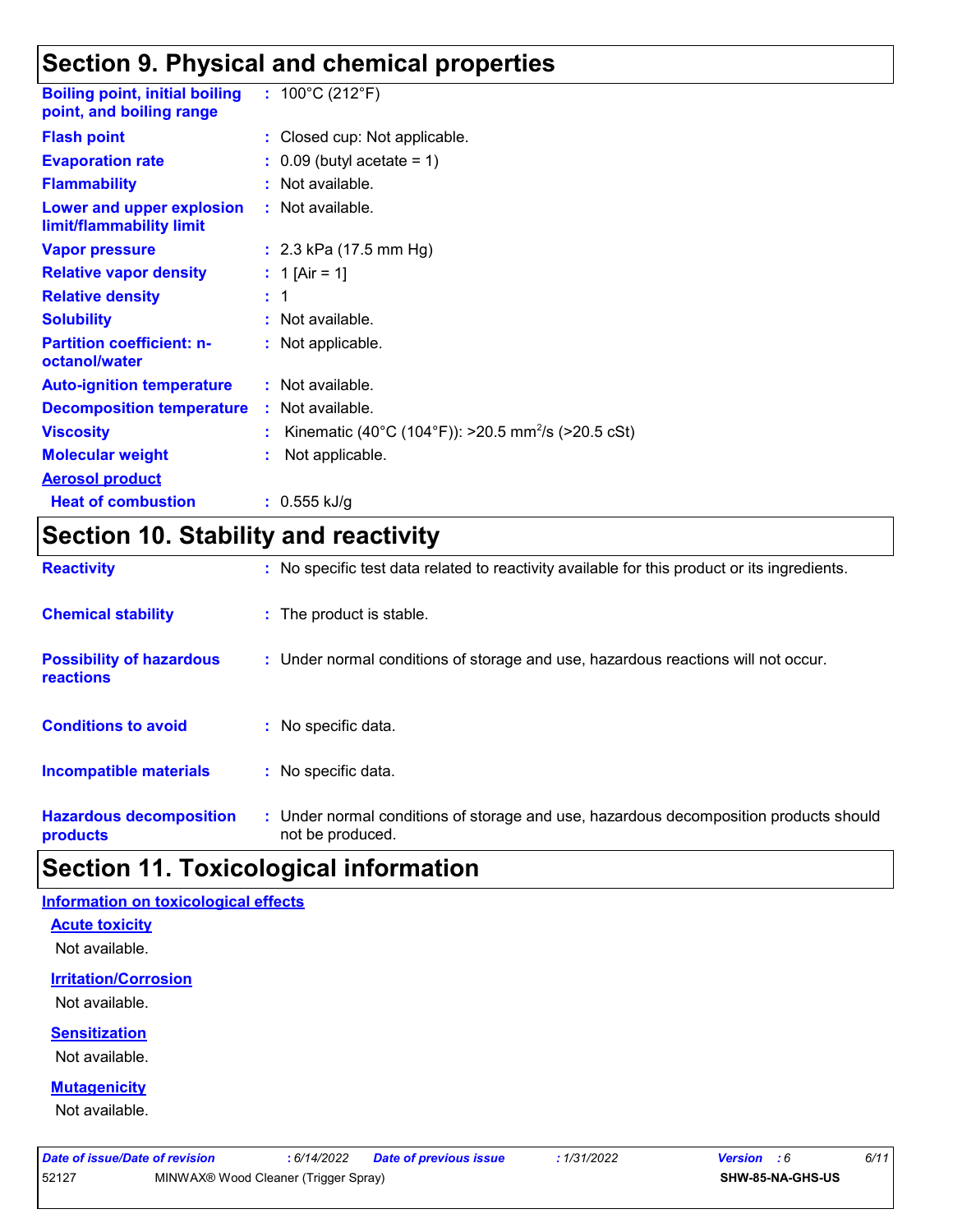## Section 9. Physical and chemical properties

| | |
|---|---|
| **Boiling point, initial boiling point, and boiling range** | : 100°C (212°F) |
| **Flash point** | : Closed cup: Not applicable. |
| **Evaporation rate** | : 0.09 (butyl acetate = 1) |
| **Flammability** | : Not available. |
| **Lower and upper explosion limit/flammability limit** | : Not available. |
| **Vapor pressure** | : 2.3 kPa (17.5 mm Hg) |
| **Relative vapor density** | : 1 [Air = 1] |
| **Relative density** | : 1 |
| **Solubility** | : Not available. |
| **Partition coefficient: n-octanol/water** | : Not applicable. |
| **Auto-ignition temperature** | : Not available. |
| **Decomposition temperature** | : Not available. |
| **Viscosity** | : Kinematic (40°C (104°F)): >20.5 $mm^2/s$ (>20.5 cSt) |
| **Molecular weight** | : Not applicable. |
| **Aerosol product** | |
| **Heat of combustion** | : 0.555 kJ/g |

## Section 10. Stability and reactivity

| | |
|---|---|
| **Reactivity** | : No specific test data related to reactivity available for this product or its ingredients. |
| **Chemical stability** | : The product is stable. |
| **Possibility of hazardous reactions** | : Under normal conditions of storage and use, hazardous reactions will not occur. |
| **Conditions to avoid** | : No specific data. |
| **Incompatible materials** | : No specific data. |
| **Hazardous decomposition products** | : Under normal conditions of storage and use, hazardous decomposition products should not be produced. |

## Section 11. Toxicological information

### Information on toxicological effects

#### Acute toxicity

Not available.

#### Irritation/Corrosion

Not available.

#### Sensitization

Not available.

#### Mutagenicity

Not available.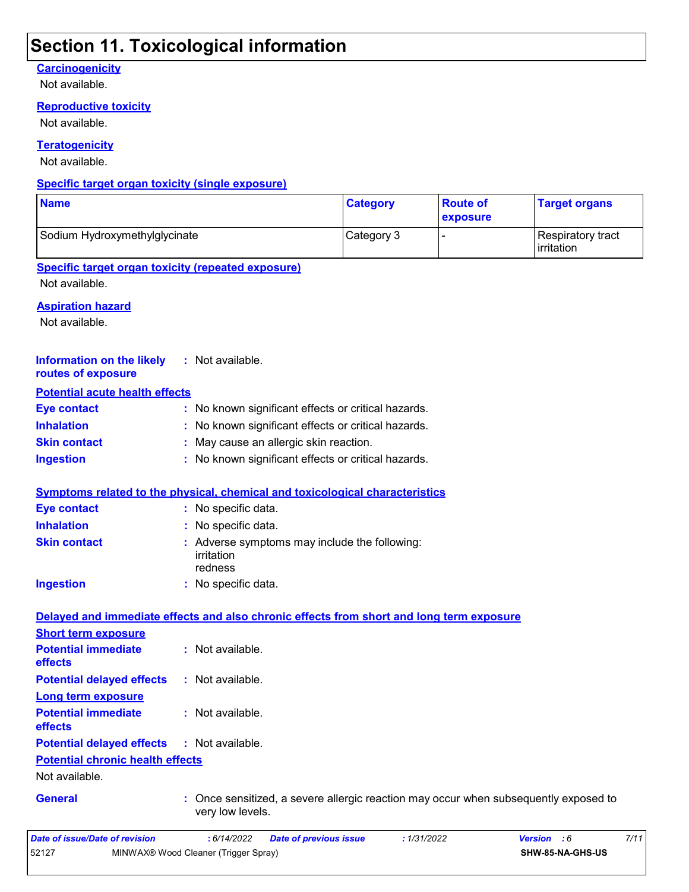# Section 11. Toxicological information

### Carcinogenicity

Not available.

### Reproductive toxicity

Not available.

### Teratogenicity

Not available.

### Specific target organ toxicity (single exposure)

| Name | Category | Route of exposure | Target organs |
|---|---|---|---|
| Sodium Hydroxymethylglycinate | Category 3 | - | Respiratory tract irritation |

### Specific target organ toxicity (repeated exposure)

Not available.

### Aspiration hazard

Not available.

**Information on the likely routes of exposure** : Not available.

### Potential acute health effects

**Eye contact** : No known significant effects or critical hazards.

**Inhalation** : No known significant effects or critical hazards.

**Skin contact** : May cause an allergic skin reaction.

**Ingestion** : No known significant effects or critical hazards.

### Symptoms related to the physical, chemical and toxicological characteristics

**Eye contact** : No specific data.

**Inhalation** : No specific data.

**Skin contact** : Adverse symptoms may include the following:
irritation
redness

**Ingestion** : No specific data.

### Delayed and immediate effects and also chronic effects from short and long term exposure

**Short term exposure**

**Potential immediate effects** : Not available.

**Potential delayed effects** : Not available.

**Long term exposure**

**Potential immediate effects** : Not available.

**Potential delayed effects** : Not available.

### Potential chronic health effects

Not available.

**General** : Once sensitized, a severe allergic reaction may occur when subsequently exposed to very low levels.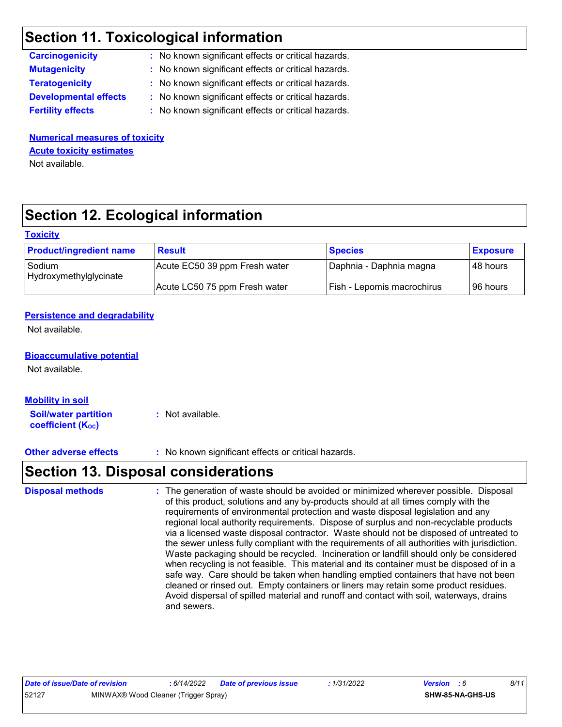## Section 11. Toxicological information

**Carcinogenicity** : No known significant effects or critical hazards.

**Mutagenicity** : No known significant effects or critical hazards.

**Teratogenicity** : No known significant effects or critical hazards.

**Developmental effects** : No known significant effects or critical hazards.

**Fertility effects** : No known significant effects or critical hazards.

**Numerical measures of toxicity**

**Acute toxicity estimates**

Not available.

## Section 12. Ecological information

**Toxicity**

| Product/ingredient name | Result | Species | Exposure |
|---|---|---|---|
| Sodium Hydroxymethylglycinate | Acute EC50 39 ppm Fresh water | Daphnia - Daphnia magna | 48 hours |
| | Acute LC50 75 ppm Fresh water | Fish - Lepomis macrochirus | 96 hours |

**Persistence and degradability**

Not available.

**Bioaccumulative potential**

Not available.

**Mobility in soil**

**Soil/water partition coefficient ($K_{OC}$)** : Not available.

**Other adverse effects** : No known significant effects or critical hazards.

## Section 13. Disposal considerations

**Disposal methods** : The generation of waste should be avoided or minimized wherever possible. Disposal of this product, solutions and any by-products should at all times comply with the requirements of environmental protection and waste disposal legislation and any regional local authority requirements. Dispose of surplus and non-recyclable products via a licensed waste disposal contractor. Waste should not be disposed of untreated to the sewer unless fully compliant with the requirements of all authorities with jurisdiction. Waste packaging should be recycled. Incineration or landfill should only be considered when recycling is not feasible. This material and its container must be disposed of in a safe way. Care should be taken when handling emptied containers that have not been cleaned or rinsed out. Empty containers or liners may retain some product residues. Avoid dispersal of spilled material and runoff and contact with soil, waterways, drains and sewers.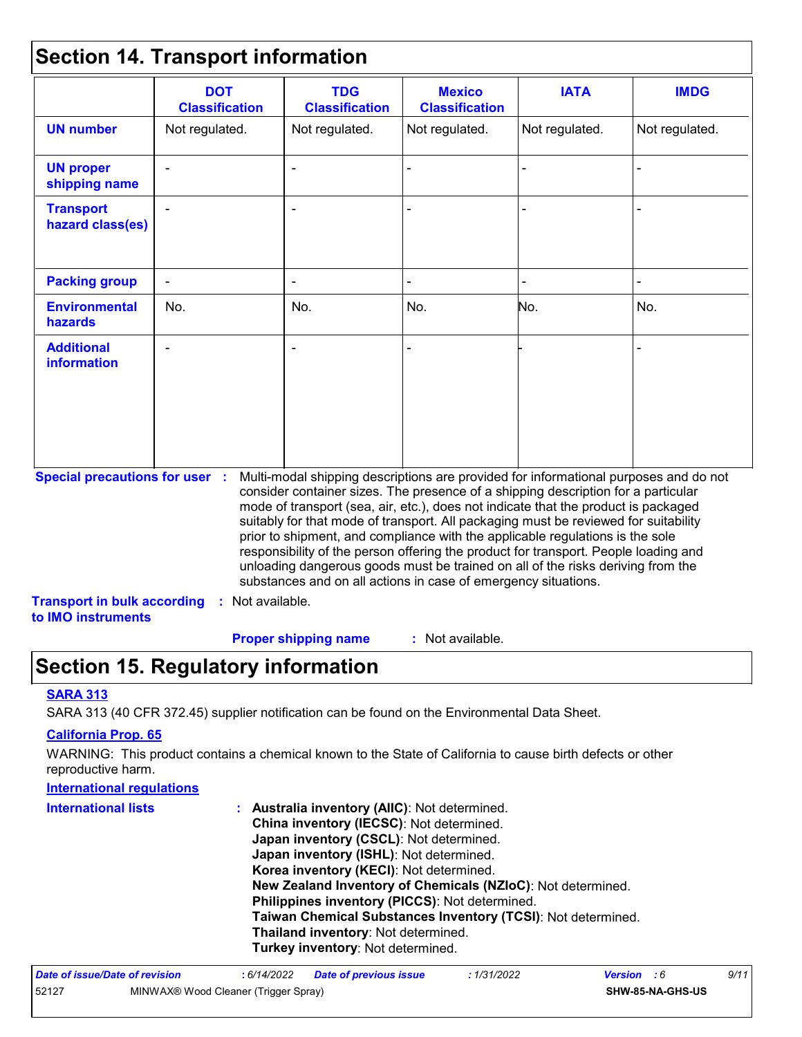## Section 14. Transport information

| | DOT Classification | TDG Classification | Mexico Classification | IATA | IMDG |
|---|---|---|---|---|---|
| **UN number** | Not regulated. | Not regulated. | Not regulated. | Not regulated. | Not regulated. |
| **UN proper shipping name** | - | - | - | - | - |
| **Transport hazard class(es)** | - | - | - | - | - |
| **Packing group** | - | - | - | - | - |
| **Environmental hazards** | No. | No. | No. | No. | No. |
| **Additional information** | - | - | - | - | - |

**Special precautions for user** : Multi-modal shipping descriptions are provided for informational purposes and do not consider container sizes. The presence of a shipping description for a particular mode of transport (sea, air, etc.), does not indicate that the product is packaged suitably for that mode of transport. All packaging must be reviewed for suitability prior to shipment, and compliance with the applicable regulations is the sole responsibility of the person offering the product for transport. People loading and unloading dangerous goods must be trained on all of the risks deriving from the substances and on all actions in case of emergency situations.

**Transport in bulk according to IMO instruments** : Not available.

**Proper shipping name** : Not available.

## Section 15. Regulatory information

**SARA 313**

SARA 313 (40 CFR 372.45) supplier notification can be found on the Environmental Data Sheet.

**California Prop. 65**

WARNING: This product contains a chemical known to the State of California to cause birth defects or other reproductive harm.

**International regulations**

**International lists** :
- **Australia inventory (AIIC)**: Not determined.
- **China inventory (IECSC)**: Not determined.
- **Japan inventory (CSCL)**: Not determined.
- **Japan inventory (ISHL)**: Not determined.
- **Korea inventory (KECI)**: Not determined.
- **New Zealand Inventory of Chemicals (NZIoC)**: Not determined.
- **Philippines inventory (PICCS)**: Not determined.
- **Taiwan Chemical Substances Inventory (TCSI)**: Not determined.
- **Thailand inventory**: Not determined.
- **Turkey inventory**: Not determined.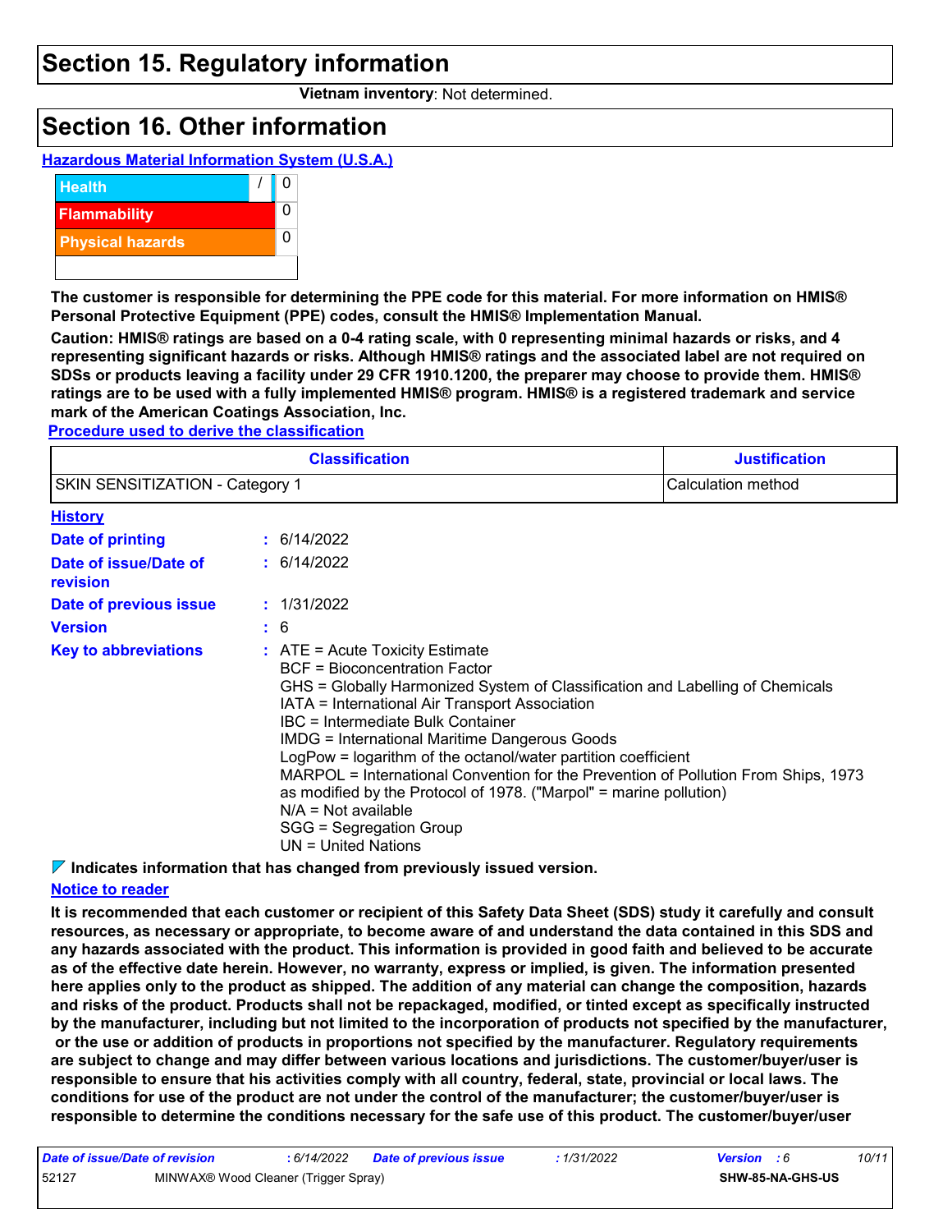# Section 15. Regulatory information

**Vietnam inventory**: Not determined.

# Section 16. Other information

**Hazardous Material Information System (U.S.A.)**

| | | |
|---|---|---|
| Health | / | 0 |
| Flammability | | 0 |
| Physical hazards | | 0 |
| | | |

**The customer is responsible for determining the PPE code for this material. For more information on HMIS® Personal Protective Equipment (PPE) codes, consult the HMIS® Implementation Manual.**

**Caution: HMIS® ratings are based on a 0-4 rating scale, with 0 representing minimal hazards or risks, and 4 representing significant hazards or risks. Although HMIS® ratings and the associated label are not required on SDSs or products leaving a facility under 29 CFR 1910.1200, the preparer may choose to provide them. HMIS® ratings are to be used with a fully implemented HMIS® program. HMIS® is a registered trademark and service mark of the American Coatings Association, Inc.**

**Procedure used to derive the classification**

| Classification | Justification |
|---|---|
| SKIN SENSITIZATION - Category 1 | Calculation method |

**History**

**Date of printing** : 6/14/2022

**Date of issue/Date of revision** : 6/14/2022

**Date of previous issue** : 1/31/2022

**Version** : 6

**Key to abbreviations** :
ATE = Acute Toxicity Estimate
BCF = Bioconcentration Factor
GHS = Globally Harmonized System of Classification and Labelling of Chemicals
IATA = International Air Transport Association
IBC = Intermediate Bulk Container
IMDG = International Maritime Dangerous Goods
LogPow = logarithm of the octanol/water partition coefficient
MARPOL = International Convention for the Prevention of Pollution From Ships, 1973 as modified by the Protocol of 1978. ("Marpol" = marine pollution)
N/A = Not available
SGG = Segregation Group
UN = United Nations

**Indicates information that has changed from previously issued version.**

**Notice to reader**

**It is recommended that each customer or recipient of this Safety Data Sheet (SDS) study it carefully and consult resources, as necessary or appropriate, to become aware of and understand the data contained in this SDS and any hazards associated with the product. This information is provided in good faith and believed to be accurate as of the effective date herein. However, no warranty, express or implied, is given. The information presented here applies only to the product as shipped. The addition of any material can change the composition, hazards and risks of the product. Products shall not be repackaged, modified, or tinted except as specifically instructed by the manufacturer, including but not limited to the incorporation of products not specified by the manufacturer, or the use or addition of products in proportions not specified by the manufacturer. Regulatory requirements are subject to change and may differ between various locations and jurisdictions. The customer/buyer/user is responsible to ensure that his activities comply with all country, federal, state, provincial or local laws. The conditions for use of the product are not under the control of the manufacturer; the customer/buyer/user is responsible to determine the conditions necessary for the safe use of this product. The customer/buyer/user**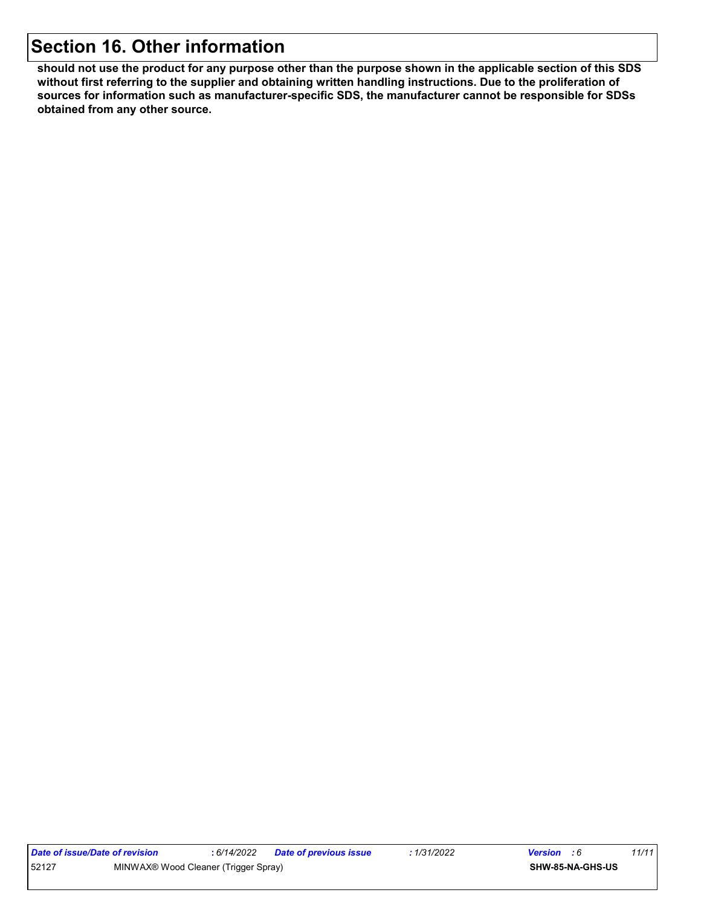# Section 16. Other information

**should not use the product for any purpose other than the purpose shown in the applicable section of this SDS without first referring to the supplier and obtaining written handling instructions. Due to the proliferation of sources for information such as manufacturer-specific SDS, the manufacturer cannot be responsible for SDSs obtained from any other source.**